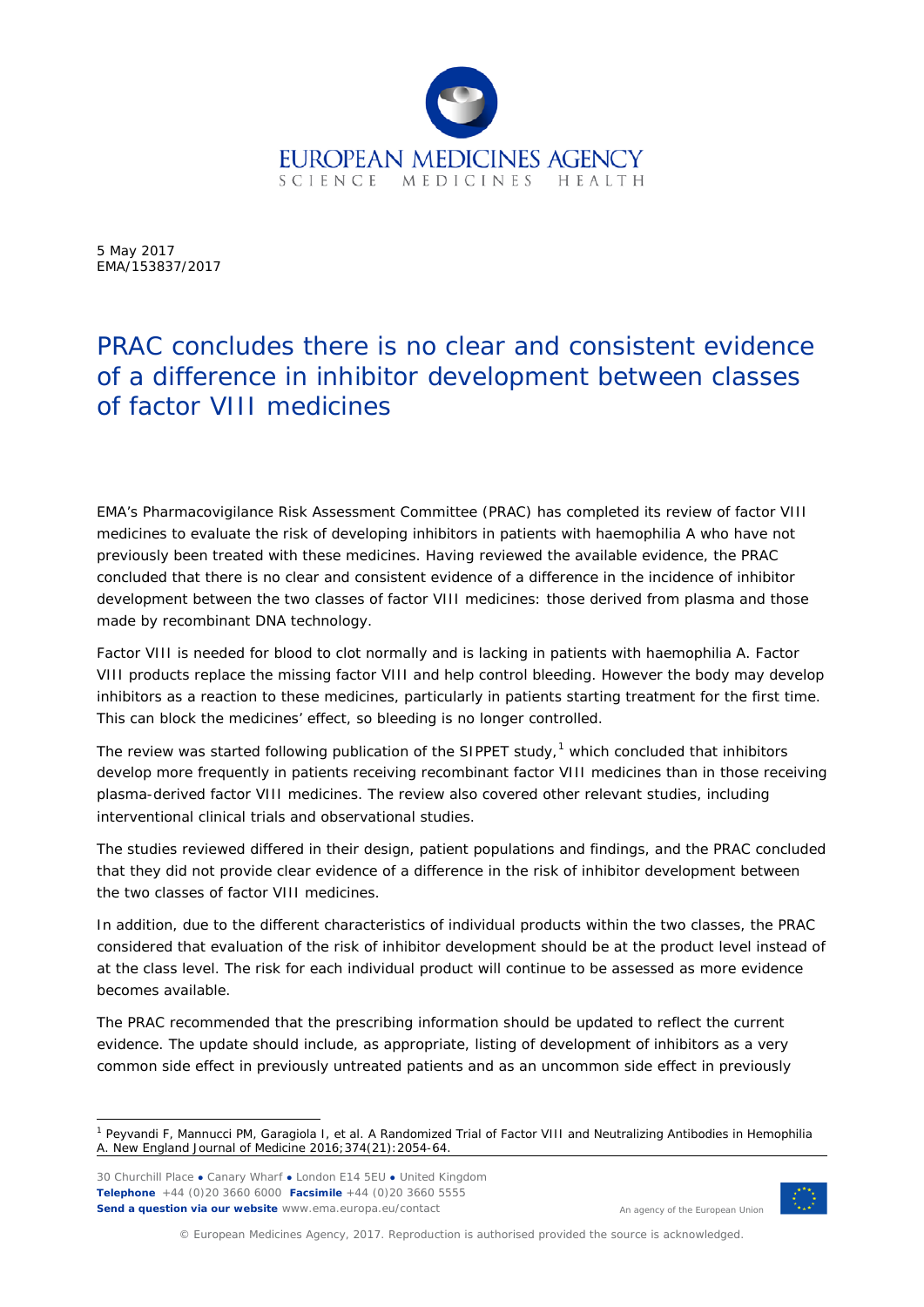5 May 2017
EMA/153837/2017

# PRAC concludes there is no clear and consistent evidence of a difference in inhibitor development between classes of factor VIII medicines

EMA's Pharmacovigilance Risk Assessment Committee (PRAC) has completed its review of factor VIII medicines to evaluate the risk of developing inhibitors in patients with haemophilia A who have not previously been treated with these medicines. Having reviewed the available evidence, the PRAC concluded that there is no clear and consistent evidence of a difference in the incidence of inhibitor development between the two classes of factor VIII medicines: those derived from plasma and those made by recombinant DNA technology.

Factor VIII is needed for blood to clot normally and is lacking in patients with haemophilia A. Factor VIII products replace the missing factor VIII and help control bleeding. However the body may develop inhibitors as a reaction to these medicines, particularly in patients starting treatment for the first time. This can block the medicines' effect, so bleeding is no longer controlled.

The review was started following publication of the SIPPET study,[1] which concluded that inhibitors develop more frequently in patients receiving recombinant factor VIII medicines than in those receiving plasma-derived factor VIII medicines. The review also covered other relevant studies, including interventional clinical trials and observational studies.

The studies reviewed differed in their design, patient populations and findings, and the PRAC concluded that they did not provide clear evidence of a difference in the risk of inhibitor development between the two classes of factor VIII medicines.

In addition, due to the different characteristics of individual products within the two classes, the PRAC considered that evaluation of the risk of inhibitor development should be at the product level instead of at the class level. The risk for each individual product will continue to be assessed as more evidence becomes available.

The PRAC recommended that the prescribing information should be updated to reflect the current evidence. The update should include, as appropriate, listing of development of inhibitors as a very common side effect in previously untreated patients and as an uncommon side effect in previously

[1] Peyvandi F, Mannucci PM, Garagiola I, et al. A Randomized Trial of Factor VIII and Neutralizing Antibodies in Hemophilia A. New England Journal of Medicine 2016;374(21):2054-64.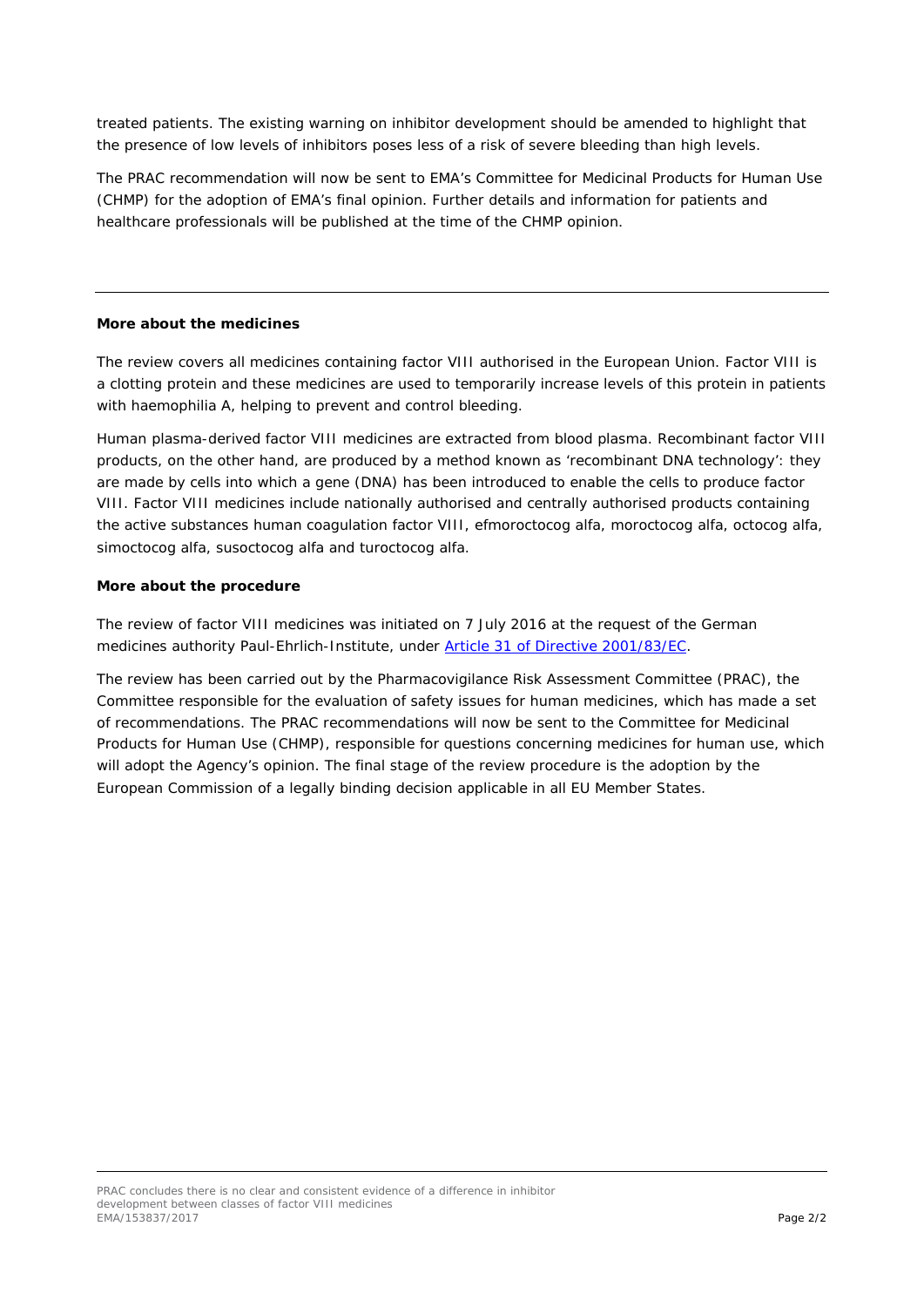treated patients. The existing warning on inhibitor development should be amended to highlight that the presence of low levels of inhibitors poses less of a risk of severe bleeding than high levels.

The PRAC recommendation will now be sent to EMA's Committee for Medicinal Products for Human Use (CHMP) for the adoption of EMA's final opinion. Further details and information for patients and healthcare professionals will be published at the time of the CHMP opinion.

---

**More about the medicines**

The review covers all medicines containing factor VIII authorised in the European Union. Factor VIII is a clotting protein and these medicines are used to temporarily increase levels of this protein in patients with haemophilia A, helping to prevent and control bleeding.

Human plasma-derived factor VIII medicines are extracted from blood plasma. Recombinant factor VIII products, on the other hand, are produced by a method known as 'recombinant DNA technology': they are made by cells into which a gene (DNA) has been introduced to enable the cells to produce factor VIII. Factor VIII medicines include nationally authorised and centrally authorised products containing the active substances human coagulation factor VIII, efmoroctocog alfa, moroctocog alfa, octocog alfa, simoctocog alfa, susoctocog alfa and turoctocog alfa.

**More about the procedure**

The review of factor VIII medicines was initiated on 7 July 2016 at the request of the German medicines authority Paul-Ehrlich-Institute, under Article 31 of Directive 2001/83/EC.

The review has been carried out by the Pharmacovigilance Risk Assessment Committee (PRAC), the Committee responsible for the evaluation of safety issues for human medicines, which has made a set of recommendations. The PRAC recommendations will now be sent to the Committee for Medicinal Products for Human Use (CHMP), responsible for questions concerning medicines for human use, which will adopt the Agency's opinion. The final stage of the review procedure is the adoption by the European Commission of a legally binding decision applicable in all EU Member States.